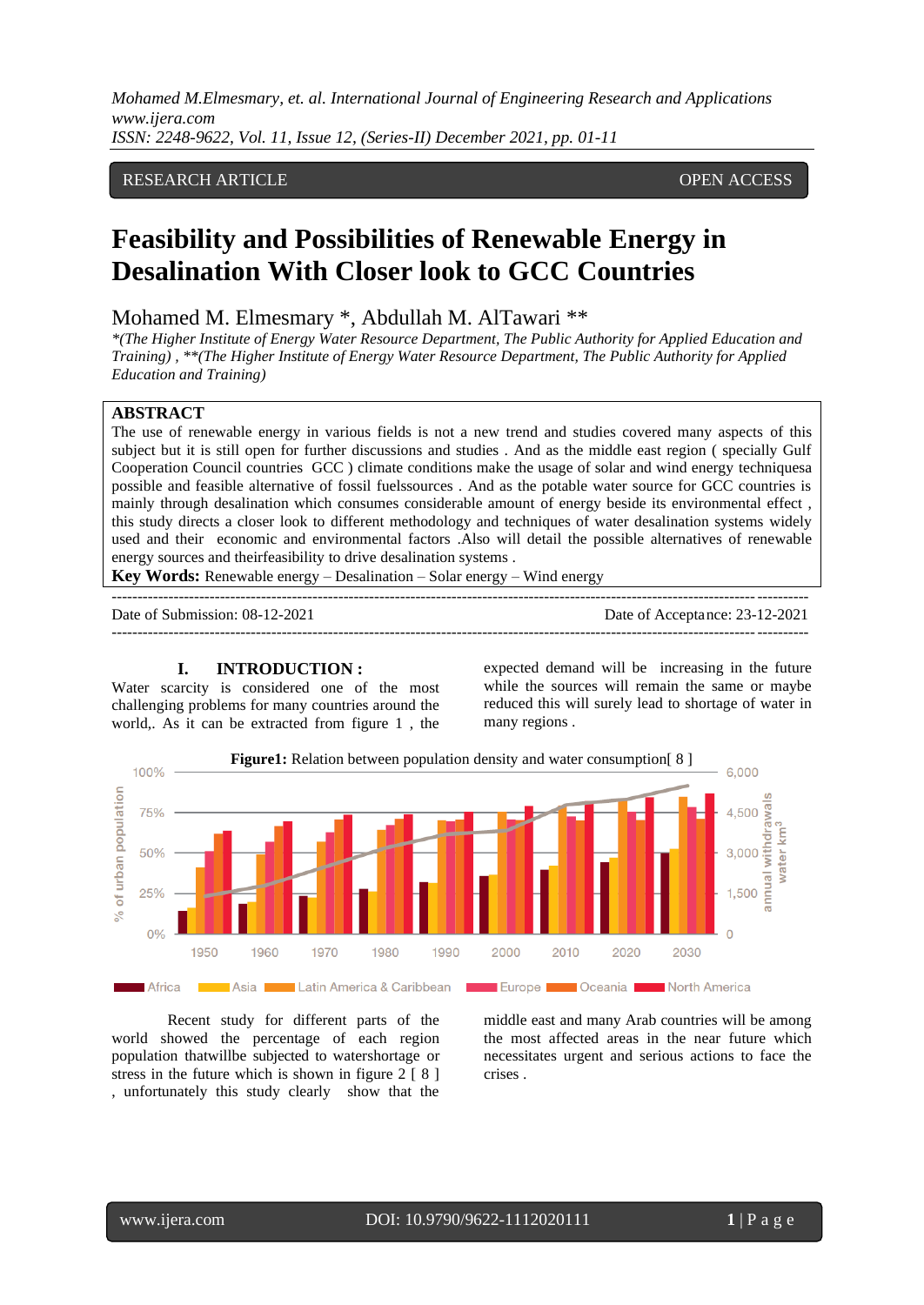RESEARCH ARTICLE OPEN ACCESS

# Feasibility and Possibilities of Renewable Energy in Desalination With Closer look to GCC Countries

Mohamed M. Elmesmary *, Abdullah M. AlTawari **

*(The Higher Institute of Energy Water Resource Department, The Public Authority for Applied Education and Training) , **(The Higher Institute of Energy Water Resource Department, The Public Authority for Applied Education and Training)

## ABSTRACT

The use of renewable energy in various fields is not a new trend and studies covered many aspects of this subject but it is still open for further discussions and studies . And as the middle east region ( specially Gulf Cooperation Council countries GCC ) climate conditions make the usage of solar and wind energy techniquesa possible and feasible alternative of fossil fuelssources . And as the potable water source for GCC countries is mainly through desalination which consumes considerable amount of energy beside its environmental effect , this study directs a closer look to different methodology and techniques of water desalination systems widely used and their economic and environmental factors .Also will detail the possible alternatives of renewable energy sources and theirfeasibility to drive desalination systems .

**Key Words:** Renewable energy – Desalination – Solar energy – Wind energy

Date of Submission: 08-12-2021 Date of Acceptance: 23-12-2021

## I. INTRODUCTION :

Water scarcity is considered one of the most challenging problems for many countries around the world,. As it can be extracted from figure 1 , the expected demand will be increasing in the future while the sources will remain the same or maybe reduced this will surely lead to shortage of water in many regions .

**Figure1:** Relation between population density and water consumption[ 8 ]

Recent study for different parts of the world showed the percentage of each region population thatwillbe subjected to watershortage or stress in the future which is shown in figure 2 [ 8 ] , unfortunately this study clearly show that the middle east and many Arab countries will be among the most affected areas in the near future which necessitates urgent and serious actions to face the crises .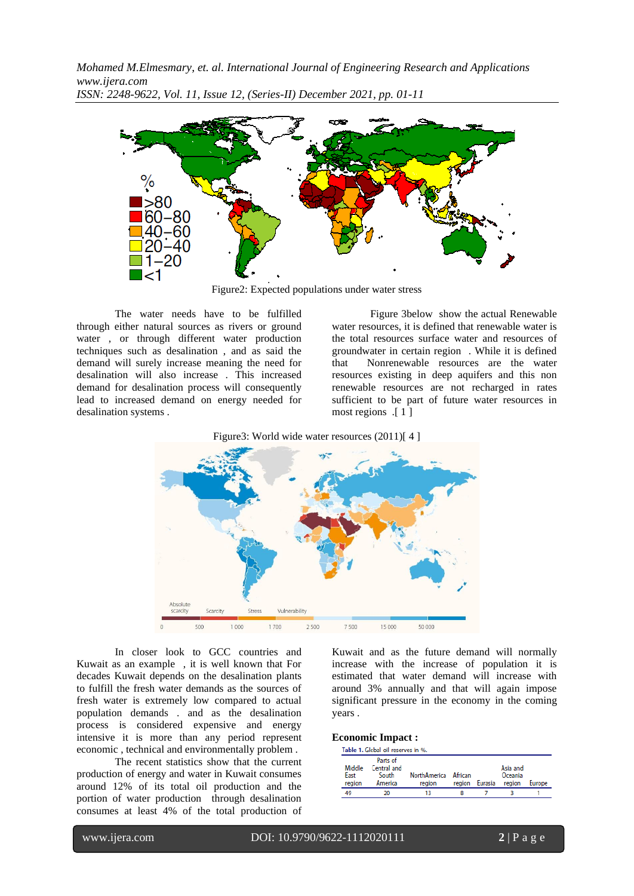Figure2: Expected populations under water stress

The water needs have to be fulfilled through either natural sources as rivers or ground water , or through different water production techniques such as desalination , and as said the demand will surely increase meaning the need for desalination will also increase . This increased demand for desalination process will consequently lead to increased demand on energy needed for desalination systems .

Figure 3below show the actual Renewable water resources, it is defined that renewable water is the total resources surface water and resources of groundwater in certain region . While it is defined that Nonrenewable resources are the water resources existing in deep aquifers and this non renewable resources are not recharged in rates sufficient to be part of future water resources in most regions .[ 1 ]

Figure3: World wide water resources (2011)[ 4 ]

In closer look to GCC countries and Kuwait as an example , it is well known that For decades Kuwait depends on the desalination plants to fulfill the fresh water demands as the sources of fresh water is extremely low compared to actual population demands . and as the desalination process is considered expensive and energy intensive it is more than any period represent economic , technical and environmentally problem .

The recent statistics show that the current production of energy and water in Kuwait consumes around 12% of its total oil production and the portion of water production through desalination consumes at least 4% of the total production of Kuwait and as the future demand will normally increase with the increase of population it is estimated that water demand will increase with around 3% annually and that will again impose significant pressure in the economy in the coming years .

**Economic Impact :**

Table 1. Global oil reserves in %.

| Middle East region | Parts of Central and South America | NorthAmerica region | African region | Eurasia | Asia and Oceania region | Europe |
|---|---|---|---|---|---|---|
| 49 | 20 | 13 | 8 | 7 | 3 | 1 |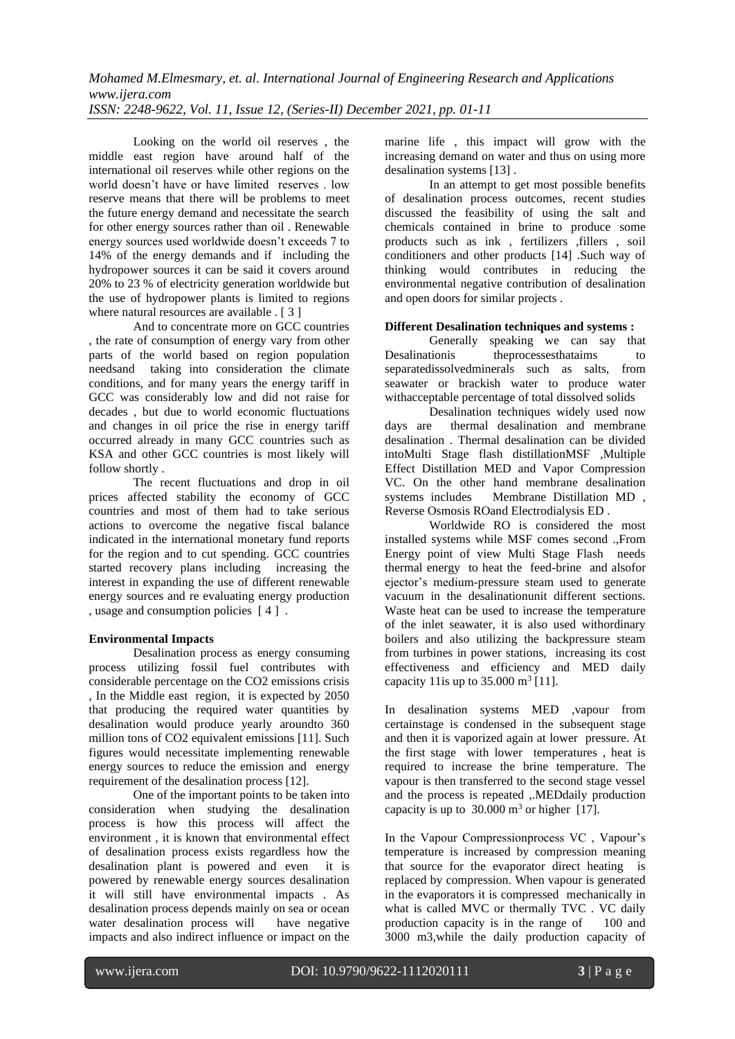Looking on the world oil reserves , the middle east region have around half of the international oil reserves while other regions on the world doesn't have or have limited reserves . low reserve means that there will be problems to meet the future energy demand and necessitate the search for other energy sources rather than oil . Renewable energy sources used worldwide doesn't exceeds 7 to 14% of the energy demands and if including the hydropower sources it can be said it covers around 20% to 23 % of electricity generation worldwide but the use of hydropower plants is limited to regions where natural resources are available . [ 3 ]

And to concentrate more on GCC countries , the rate of consumption of energy vary from other parts of the world based on region population needsand taking into consideration the climate conditions, and for many years the energy tariff in GCC was considerably low and did not raise for decades , but due to world economic fluctuations and changes in oil price the rise in energy tariff occurred already in many GCC countries such as KSA and other GCC countries is most likely will follow shortly .

The recent fluctuations and drop in oil prices affected stability the economy of GCC countries and most of them had to take serious actions to overcome the negative fiscal balance indicated in the international monetary fund reports for the region and to cut spending. GCC countries started recovery plans including increasing the interest in expanding the use of different renewable energy sources and re evaluating energy production , usage and consumption policies [ 4 ] .

**Environmental Impacts**

Desalination process as energy consuming process utilizing fossil fuel contributes with considerable percentage on the $CO_2$ emissions crisis , In the Middle east region, it is expected by 2050 that producing the required water quantities by desalination would produce yearly aroundto 360 million tons of $CO_2$ equivalent emissions [11]. Such figures would necessitate implementing renewable energy sources to reduce the emission and energy requirement of the desalination process [12].

One of the important points to be taken into consideration when studying the desalination process is how this process will affect the environment , it is known that environmental effect of desalination process exists regardless how the desalination plant is powered and even it is powered by renewable energy sources desalination it will still have environmental impacts . As desalination process depends mainly on sea or ocean water desalination process will have negative impacts and also indirect influence or impact on the marine life , this impact will grow with the increasing demand on water and thus on using more desalination systems [13] .

In an attempt to get most possible benefits of desalination process outcomes, recent studies discussed the feasibility of using the salt and chemicals contained in brine to produce some products such as ink , fertilizers ,fillers , soil conditioners and other products [14] .Such way of thinking would contributes in reducing the environmental negative contribution of desalination and open doors for similar projects .

**Different Desalination techniques and systems :**

Generally speaking we can say that Desalinationis theprocessesthataims to separatedissolvedminerals such as salts, from seawater or brackish water to produce water withacceptable percentage of total dissolved solids

Desalination techniques widely used now days are thermal desalination and membrane desalination . Thermal desalination can be divided intoMulti Stage flash distillationMSF ,Multiple Effect Distillation MED and Vapor Compression VC. On the other hand membrane desalination systems includes Membrane Distillation MD , Reverse Osmosis ROand Electrodialysis ED .

Worldwide RO is considered the most installed systems while MSF comes second .,From Energy point of view Multi Stage Flash needs thermal energy to heat the feed-brine and alsofor ejector's medium-pressure steam used to generate vacuum in the desalinationunit different sections. Waste heat can be used to increase the temperature of the inlet seawater, it is also used withordinary boilers and also utilizing the backpressure steam from turbines in power stations, increasing its cost effectiveness and efficiency and MED daily capacity 11is up to 35.000 $m^3$ [11].

In desalination systems MED ,vapour from certainstage is condensed in the subsequent stage and then it is vaporized again at lower pressure. At the first stage with lower temperatures , heat is required to increase the brine temperature. The vapour is then transferred to the second stage vessel and the process is repeated ,.MEDdaily production capacity is up to 30.000 $m^3$ or higher [17].

In the Vapour Compressionprocess VC , Vapour's temperature is increased by compression meaning that source for the evaporator direct heating is replaced by compression. When vapour is generated in the evaporators it is compressed mechanically in what is called MVC or thermally TVC . VC daily production capacity is in the range of 100 and 3000 m3,while the daily production capacity of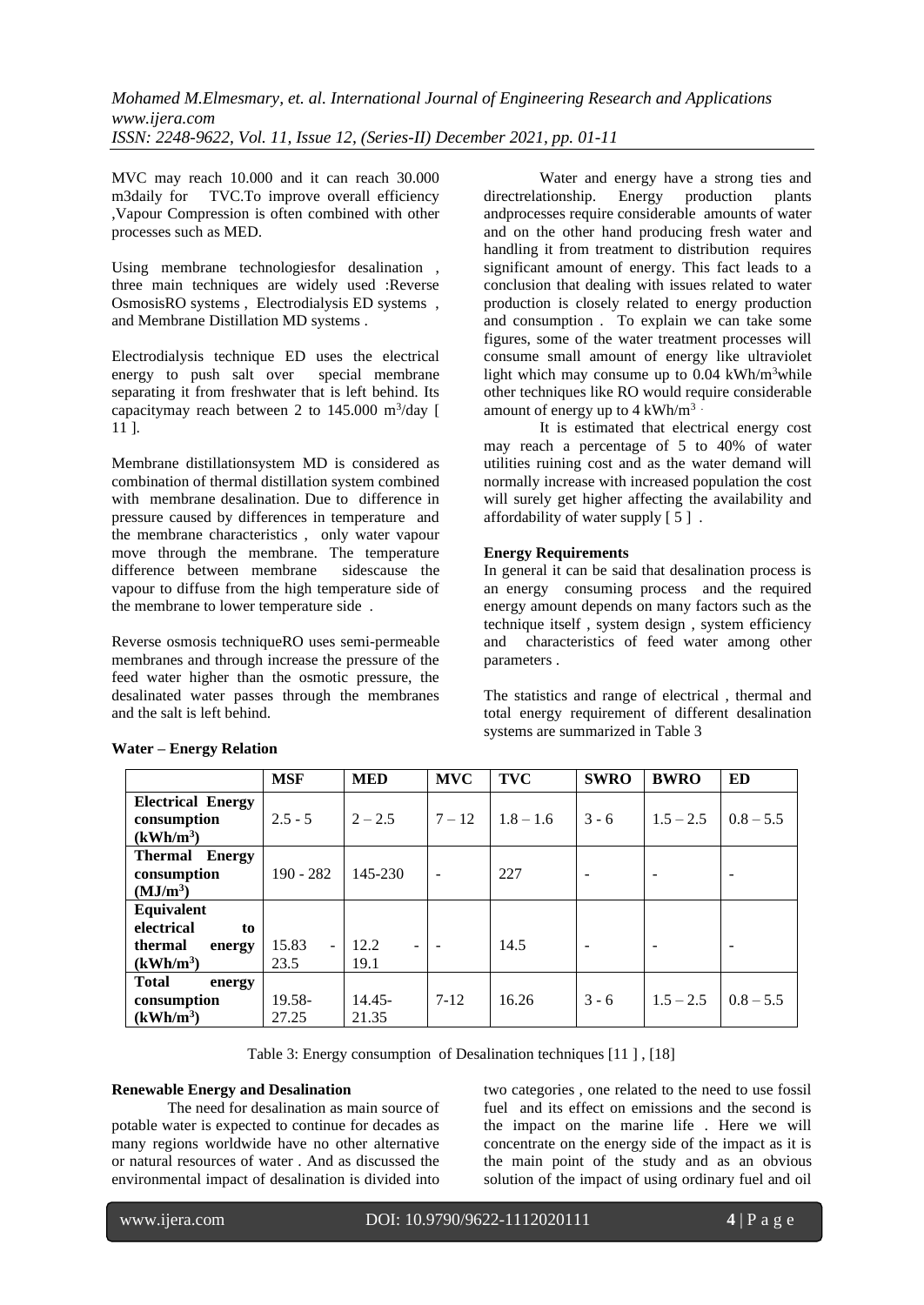MVC may reach 10.000 and it can reach 30.000 m3daily for TVC.To improve overall efficiency ,Vapour Compression is often combined with other processes such as MED.

Using membrane technologiesfor desalination , three main techniques are widely used :Reverse OsmosisRO systems , Electrodialysis ED systems , and Membrane Distillation MD systems .

Electrodialysis technique ED uses the electrical energy to push salt over special membrane separating it from freshwater that is left behind. Its capacitymay reach between 2 to 145.000 $m^3$/day [ 11 ].

Membrane distillationsystem MD is considered as combination of thermal distillation system combined with membrane desalination. Due to difference in pressure caused by differences in temperature and the membrane characteristics , only water vapour move through the membrane. The temperature difference between membrane sidescause the vapour to diffuse from the high temperature side of the membrane to lower temperature side .

Reverse osmosis techniqueRO uses semi-permeable membranes and through increase the pressure of the feed water higher than the osmotic pressure, the desalinated water passes through the membranes and the salt is left behind.

**Water – Energy Relation**

Water and energy have a strong ties and directrelationship. Energy production plants andprocesses require considerable amounts of water and on the other hand producing fresh water and handling it from treatment to distribution requires significant amount of energy. This fact leads to a conclusion that dealing with issues related to water production is closely related to energy production and consumption . To explain we can take some figures, some of the water treatment processes will consume small amount of energy like ultraviolet light which may consume up to 0.04 kWh/$m^3$while other techniques like RO would require considerable amount of energy up to 4 kWh/$m^3$ .

It is estimated that electrical energy cost may reach a percentage of 5 to 40% of water utilities ruining cost and as the water demand will normally increase with increased population the cost will surely get higher affecting the availability and affordability of water supply [ 5 ] .

**Energy Requirements**

In general it can be said that desalination process is an energy consuming process and the required energy amount depends on many factors such as the technique itself , system design , system efficiency and characteristics of feed water among other parameters .

The statistics and range of electrical , thermal and total energy requirement of different desalination systems are summarized in Table 3

| | **MSF** | **MED** | **MVC** | **TVC** | **SWRO** | **BWRO** | **ED** |
|---|---|---|---|---|---|---|---|
| **Electrical Energy consumption (kWh/m³)** | 2.5 - 5 | 2 – 2.5 | 7 – 12 | 1.8 – 1.6 | 3 - 6 | 1.5 – 2.5 | 0.8 – 5.5 |
| **Thermal Energy consumption (MJ/m³)** | 190 - 282 | 145-230 | - | 227 | - | - | - |
| **Equivalent electrical to thermal energy (kWh/m³)** | 15.83 - 23.5 | 12.2 - 19.1 | - | 14.5 | - | - | - |
| **Total energy consumption (kWh/m³)** | 19.58-27.25 | 14.45-21.35 | 7-12 | 16.26 | 3 - 6 | 1.5 – 2.5 | 0.8 – 5.5 |

Table 3: Energy consumption of Desalination techniques [11 ] , [18]

**Renewable Energy and Desalination**

The need for desalination as main source of potable water is expected to continue for decades as many regions worldwide have no other alternative or natural resources of water . And as discussed the environmental impact of desalination is divided into two categories , one related to the need to use fossil fuel and its effect on emissions and the second is the impact on the marine life . Here we will concentrate on the energy side of the impact as it is the main point of the study and as an obvious solution of the impact of using ordinary fuel and oil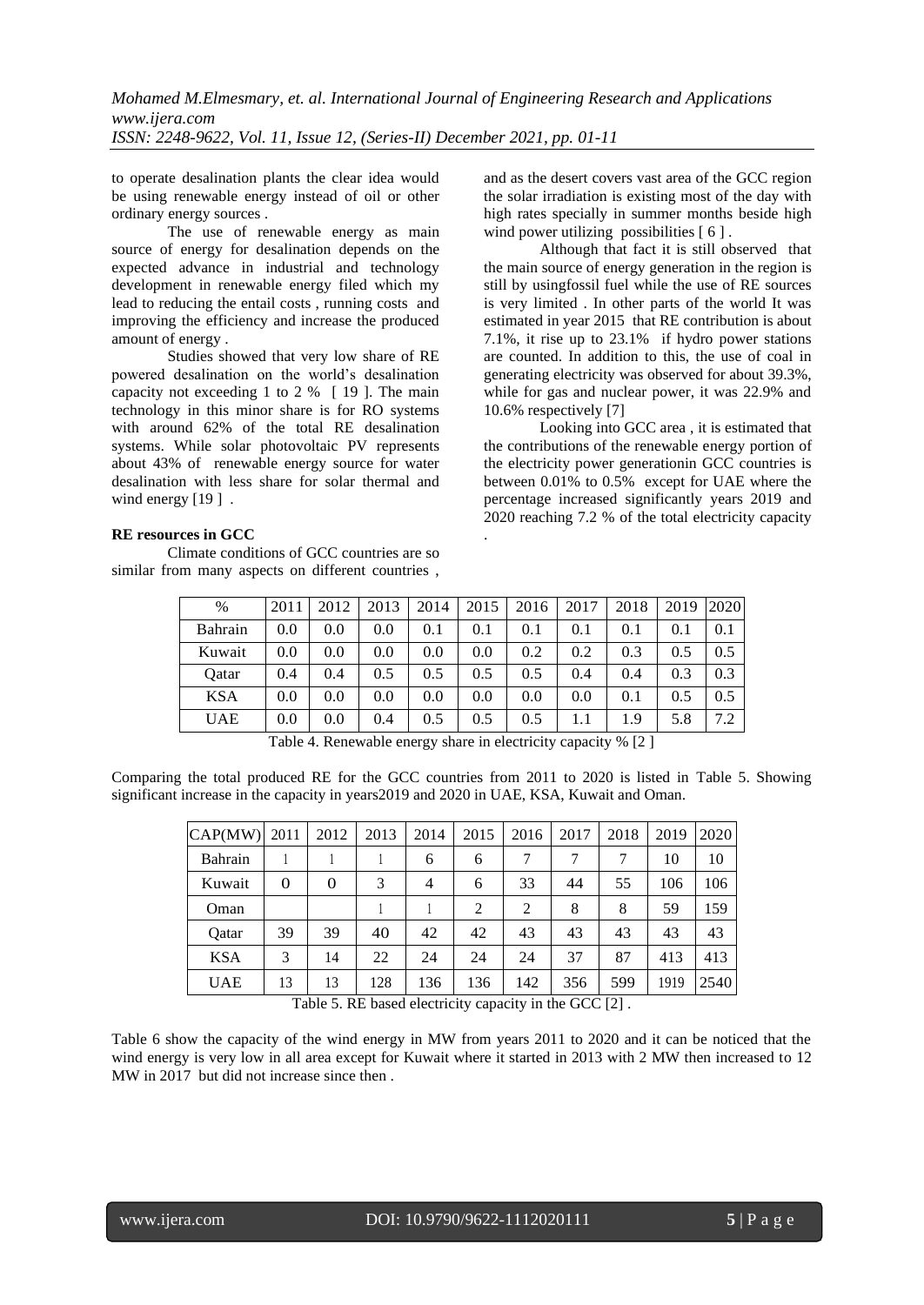to operate desalination plants the clear idea would be using renewable energy instead of oil or other ordinary energy sources .

The use of renewable energy as main source of energy for desalination depends on the expected advance in industrial and technology development in renewable energy filed which my lead to reducing the entail costs , running costs and improving the efficiency and increase the produced amount of energy .

Studies showed that very low share of RE powered desalination on the world's desalination capacity not exceeding 1 to 2 % [ 19 ]. The main technology in this minor share is for RO systems with around 62% of the total RE desalination systems. While solar photovoltaic PV represents about 43% of renewable energy source for water desalination with less share for solar thermal and wind energy [19 ] .

**RE resources in GCC**

Climate conditions of GCC countries are so similar from many aspects on different countries , and as the desert covers vast area of the GCC region the solar irradiation is existing most of the day with high rates specially in summer months beside high wind power utilizing possibilities [ 6 ] .

Although that fact it is still observed that the main source of energy generation in the region is still by usingfossil fuel while the use of RE sources is very limited . In other parts of the world It was estimated in year 2015 that RE contribution is about 7.1%, it rise up to 23.1% if hydro power stations are counted. In addition to this, the use of coal in generating electricity was observed for about 39.3%, while for gas and nuclear power, it was 22.9% and 10.6% respectively [7]

Looking into GCC area , it is estimated that the contributions of the renewable energy portion of the electricity power generationin GCC countries is between 0.01% to 0.5% except for UAE where the percentage increased significantly years 2019 and 2020 reaching 7.2 % of the total electricity capacity .

| % | 2011 | 2012 | 2013 | 2014 | 2015 | 2016 | 2017 | 2018 | 2019 | 2020 |
|---|---|---|---|---|---|---|---|---|---|---|
| Bahrain | 0.0 | 0.0 | 0.0 | 0.1 | 0.1 | 0.1 | 0.1 | 0.1 | 0.1 | 0.1 |
| Kuwait | 0.0 | 0.0 | 0.0 | 0.0 | 0.0 | 0.2 | 0.2 | 0.3 | 0.5 | 0.5 |
| Qatar | 0.4 | 0.4 | 0.5 | 0.5 | 0.5 | 0.5 | 0.4 | 0.4 | 0.3 | 0.3 |
| KSA | 0.0 | 0.0 | 0.0 | 0.0 | 0.0 | 0.0 | 0.0 | 0.1 | 0.5 | 0.5 |
| UAE | 0.0 | 0.0 | 0.4 | 0.5 | 0.5 | 0.5 | 1.1 | 1.9 | 5.8 | 7.2 |

Table 4. Renewable energy share in electricity capacity % [2 ]

Comparing the total produced RE for the GCC countries from 2011 to 2020 is listed in Table 5. Showing significant increase in the capacity in years2019 and 2020 in UAE, KSA, Kuwait and Oman.

| CAP(MW) | 2011 | 2012 | 2013 | 2014 | 2015 | 2016 | 2017 | 2018 | 2019 | 2020 |
|---|---|---|---|---|---|---|---|---|---|---|
| Bahrain | 1 | 1 | 1 | 6 | 6 | 7 | 7 | 7 | 10 | 10 |
| Kuwait | 0 | 0 | 3 | 4 | 6 | 33 | 44 | 55 | 106 | 106 |
| Oman | | | 1 | 1 | 2 | 2 | 8 | 8 | 59 | 159 |
| Qatar | 39 | 39 | 40 | 42 | 42 | 43 | 43 | 43 | 43 | 43 |
| KSA | 3 | 14 | 22 | 24 | 24 | 24 | 37 | 87 | 413 | 413 |
| UAE | 13 | 13 | 128 | 136 | 136 | 142 | 356 | 599 | 1919 | 2540 |

Table 5. RE based electricity capacity in the GCC [2] .

Table 6 show the capacity of the wind energy in MW from years 2011 to 2020 and it can be noticed that the wind energy is very low in all area except for Kuwait where it started in 2013 with 2 MW then increased to 12 MW in 2017 but did not increase since then .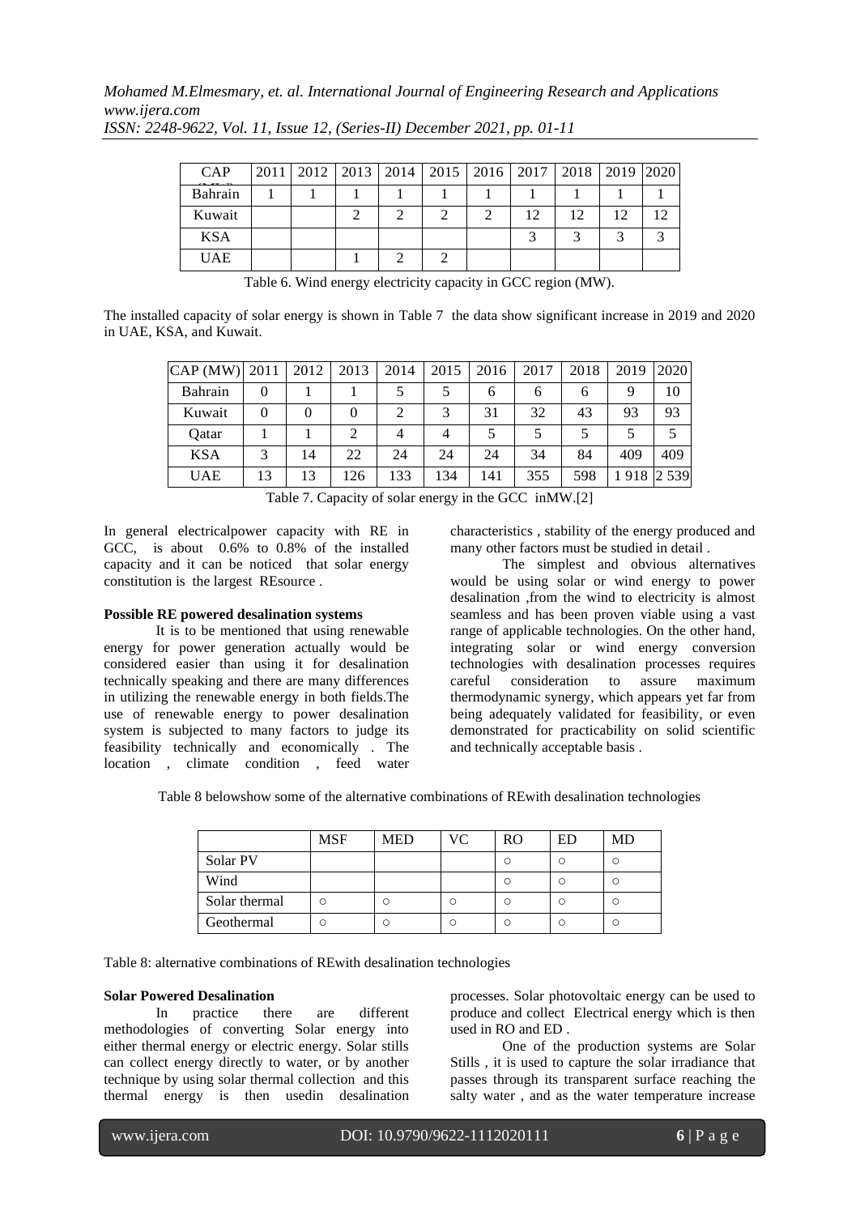| CAP (MW) | 2011 | 2012 | 2013 | 2014 | 2015 | 2016 | 2017 | 2018 | 2019 | 2020 |
|---|---|---|---|---|---|---|---|---|---|---|
| Bahrain | 1 | 1 | 1 | 1 | 1 | 1 | 1 | 1 | 1 | 1 |
| Kuwait | | | 2 | 2 | 2 | 2 | 12 | 12 | 12 | 12 |
| KSA | | | | | | | 3 | 3 | 3 | 3 |
| UAE | | | 1 | 2 | 2 | | | | | |

Table 6. Wind energy electricity capacity in GCC region (MW).

The installed capacity of solar energy is shown in Table 7 the data show significant increase in 2019 and 2020 in UAE, KSA, and Kuwait.

| CAP (MW) | 2011 | 2012 | 2013 | 2014 | 2015 | 2016 | 2017 | 2018 | 2019 | 2020 |
|---|---|---|---|---|---|---|---|---|---|---|
| Bahrain | 0 | 1 | 1 | 5 | 5 | 6 | 6 | 6 | 9 | 10 |
| Kuwait | 0 | 0 | 0 | 2 | 3 | 31 | 32 | 43 | 93 | 93 |
| Qatar | 1 | 1 | 2 | 4 | 4 | 5 | 5 | 5 | 5 | 5 |
| KSA | 3 | 14 | 22 | 24 | 24 | 24 | 34 | 84 | 409 | 409 |
| UAE | 13 | 13 | 126 | 133 | 134 | 141 | 355 | 598 | 1 918 | 2 539 |

Table 7. Capacity of solar energy in the GCC inMW.[2]

In general electricalpower capacity with RE in GCC, is about 0.6% to 0.8% of the installed capacity and it can be noticed that solar energy constitution is the largest REsource .

**Possible RE powered desalination systems**

It is to be mentioned that using renewable energy for power generation actually would be considered easier than using it for desalination technically speaking and there are many differences in utilizing the renewable energy in both fields.The use of renewable energy to power desalination system is subjected to many factors to judge its feasibility technically and economically . The location , climate condition , feed water characteristics , stability of the energy produced and many other factors must be studied in detail .

The simplest and obvious alternatives would be using solar or wind energy to power desalination ,from the wind to electricity is almost seamless and has been proven viable using a vast range of applicable technologies. On the other hand, integrating solar or wind energy conversion technologies with desalination processes requires careful consideration to assure maximum thermodynamic synergy, which appears yet far from being adequately validated for feasibility, or even demonstrated for practicability on solid scientific and technically acceptable basis .

Table 8 belowshow some of the alternative combinations of REwith desalination technologies

| | MSF | MED | VC | RO | ED | MD |
|---|---|---|---|---|---|---|
| Solar PV | | | | ○ | ○ | ○ |
| Wind | | | | ○ | ○ | ○ |
| Solar thermal | ○ | ○ | ○ | ○ | ○ | ○ |
| Geothermal | ○ | ○ | ○ | ○ | ○ | ○ |

Table 8: alternative combinations of REwith desalination technologies

**Solar Powered Desalination**

In practice there are different methodologies of converting Solar energy into either thermal energy or electric energy. Solar stills can collect energy directly to water, or by another technique by using solar thermal collection and this thermal energy is then usedin desalination processes. Solar photovoltaic energy can be used to produce and collect Electrical energy which is then used in RO and ED .

One of the production systems are Solar Stills , it is used to capture the solar irradiance that passes through its transparent surface reaching the salty water , and as the water temperature increase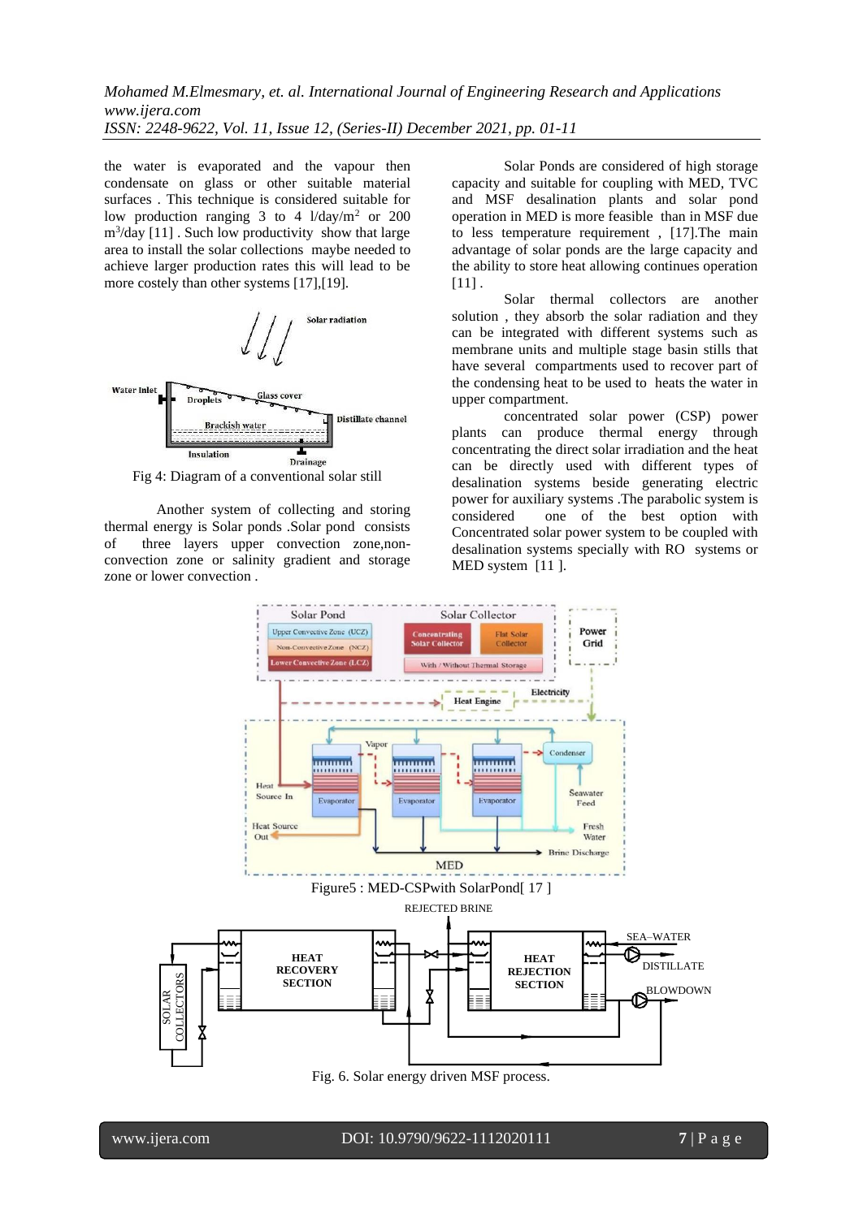the water is evaporated and the vapour then condensate on glass or other suitable material surfaces . This technique is considered suitable for low production ranging 3 to 4 l/day/$m^2$ or 200 $m^3$/day [11] . Such low productivity show that large area to install the solar collections maybe needed to achieve larger production rates this will lead to be more costely than other systems [17],[19].

Fig 4: Diagram of a conventional solar still

Another system of collecting and storing thermal energy is Solar ponds .Solar pond consists of three layers upper convection zone,non-convection zone or salinity gradient and storage zone or lower convection .

Solar Ponds are considered of high storage capacity and suitable for coupling with MED, TVC and MSF desalination plants and solar pond operation in MED is more feasible than in MSF due to less temperature requirement , [17].The main advantage of solar ponds are the large capacity and the ability to store heat allowing continues operation [11] .

Solar thermal collectors are another solution , they absorb the solar radiation and they can be integrated with different systems such as membrane units and multiple stage basin stills that have several compartments used to recover part of the condensing heat to be used to heats the water in upper compartment.

concentrated solar power (CSP) power plants can produce thermal energy through concentrating the direct solar irradiation and the heat can be directly used with different types of desalination systems beside generating electric power for auxiliary systems .The parabolic system is considered one of the best option with Concentrated solar power system to be coupled with desalination systems specially with RO systems or MED system [11 ].

Figure5 : MED-CSPwith SolarPond[ 17 ]

Fig. 6. Solar energy driven MSF process.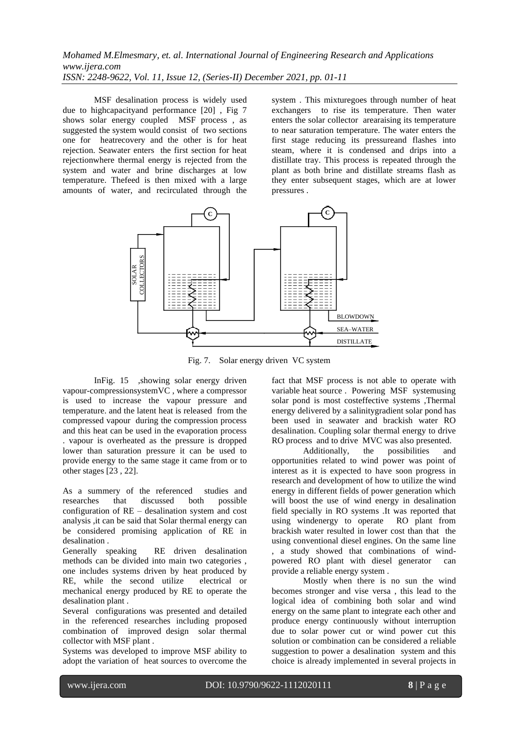MSF desalination process is widely used due to highcapacityand performance [20] , Fig 7 shows solar energy coupled MSF process , as suggested the system would consist of two sections one for heatrecovery and the other is for heat rejection. Seawater enters the first section for heat rejectionwhere thermal energy is rejected from the system and water and brine discharges at low temperature. Thefeed is then mixed with a large amounts of water, and recirculated through the system . This mixturegoes through number of heat exchangers to rise its temperature. Then water enters the solar collector arearaising its temperature to near saturation temperature. The water enters the first stage reducing its pressureand flashes into steam, where it is condensed and drips into a distillate tray. This process is repeated through the plant as both brine and distillate streams flash as they enter subsequent stages, which are at lower pressures .

Fig. 7. Solar energy driven VC system

InFig. 15 ,showing solar energy driven vapour-compressionsystemVC , where a compressor is used to increase the vapour pressure and temperature. and the latent heat is released from the compressed vapour during the compression process and this heat can be used in the evaporation process . vapour is overheated as the pressure is dropped lower than saturation pressure it can be used to provide energy to the same stage it came from or to other stages [23 , 22].

As a summery of the referenced studies and researches that discussed both possible configuration of RE – desalination system and cost analysis ,it can be said that Solar thermal energy can be considered promising application of RE in desalination .

Generally speaking RE driven desalination methods can be divided into main two categories , one includes systems driven by heat produced by RE, while the second utilize electrical or mechanical energy produced by RE to operate the desalination plant .

Several configurations was presented and detailed in the referenced researches including proposed combination of improved design solar thermal collector with MSF plant .

Systems was developed to improve MSF ability to adopt the variation of heat sources to overcome the fact that MSF process is not able to operate with variable heat source . Powering MSF systemusing solar pond is most costeffective systems ,Thermal energy delivered by a salinitygradient solar pond has been used in seawater and brackish water RO desalination. Coupling solar thermal energy to drive RO process and to drive MVC was also presented.

Additionally, the possibilities and opportunities related to wind power was point of interest as it is expected to have soon progress in research and development of how to utilize the wind energy in different fields of power generation which will boost the use of wind energy in desalination field specially in RO systems .It was reported that using windenergy to operate RO plant from brackish water resulted in lower cost than that the using conventional diesel engines. On the same line , a study showed that combinations of wind-powered RO plant with diesel generator can provide a reliable energy system .

Mostly when there is no sun the wind becomes stronger and vise versa , this lead to the logical idea of combining both solar and wind energy on the same plant to integrate each other and produce energy continuously without interruption due to solar power cut or wind power cut this solution or combination can be considered a reliable suggestion to power a desalination system and this choice is already implemented in several projects in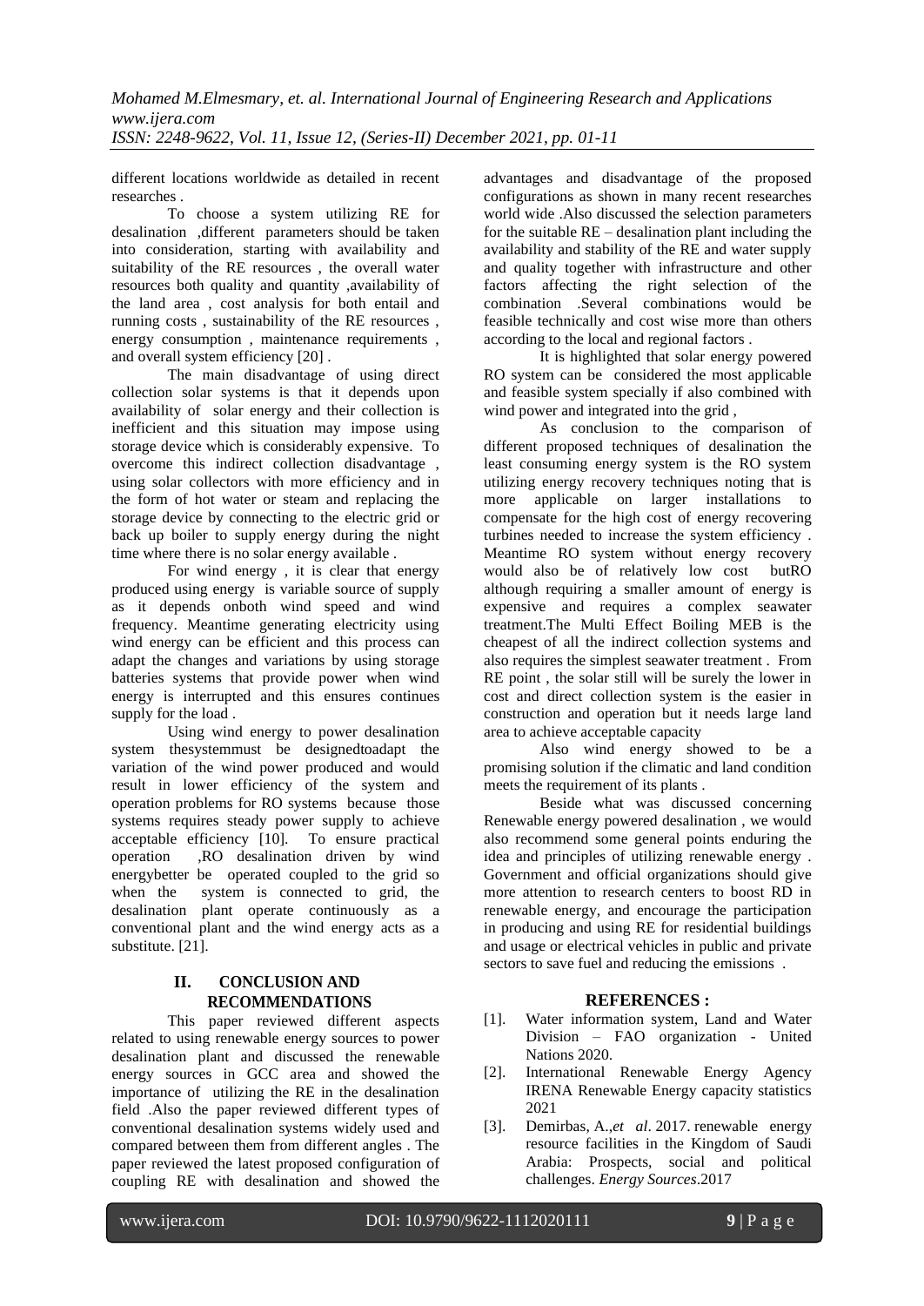different locations worldwide as detailed in recent researches .

To choose a system utilizing RE for desalination ,different parameters should be taken into consideration, starting with availability and suitability of the RE resources , the overall water resources both quality and quantity ,availability of the land area , cost analysis for both entail and running costs , sustainability of the RE resources , energy consumption , maintenance requirements , and overall system efficiency [20] .

The main disadvantage of using direct collection solar systems is that it depends upon availability of solar energy and their collection is inefficient and this situation may impose using storage device which is considerably expensive. To overcome this indirect collection disadvantage , using solar collectors with more efficiency and in the form of hot water or steam and replacing the storage device by connecting to the electric grid or back up boiler to supply energy during the night time where there is no solar energy available .

For wind energy , it is clear that energy produced using energy is variable source of supply as it depends onboth wind speed and wind frequency. Meantime generating electricity using wind energy can be efficient and this process can adapt the changes and variations by using storage batteries systems that provide power when wind energy is interrupted and this ensures continues supply for the load .

Using wind energy to power desalination system thesystemmust be designedtoadapt the variation of the wind power produced and would result in lower efficiency of the system and operation problems for RO systems because those systems requires steady power supply to achieve acceptable efficiency [10]. To ensure practical operation ,RO desalination driven by wind energybetter be operated coupled to the grid so when the system is connected to grid, the desalination plant operate continuously as a conventional plant and the wind energy acts as a substitute. [21].

## II. CONCLUSION AND RECOMMENDATIONS

This paper reviewed different aspects related to using renewable energy sources to power desalination plant and discussed the renewable energy sources in GCC area and showed the importance of utilizing the RE in the desalination field .Also the paper reviewed different types of conventional desalination systems widely used and compared between them from different angles . The paper reviewed the latest proposed configuration of coupling RE with desalination and showed the advantages and disadvantage of the proposed configurations as shown in many recent researches world wide .Also discussed the selection parameters for the suitable RE – desalination plant including the availability and stability of the RE and water supply and quality together with infrastructure and other factors affecting the right selection of the combination .Several combinations would be feasible technically and cost wise more than others according to the local and regional factors .

It is highlighted that solar energy powered RO system can be considered the most applicable and feasible system specially if also combined with wind power and integrated into the grid ,

As conclusion to the comparison of different proposed techniques of desalination the least consuming energy system is the RO system utilizing energy recovery techniques noting that is more applicable on larger installations to compensate for the high cost of energy recovering turbines needed to increase the system efficiency . Meantime RO system without energy recovery would also be of relatively low cost butRO although requiring a smaller amount of energy is expensive and requires a complex seawater treatment.The Multi Effect Boiling MEB is the cheapest of all the indirect collection systems and also requires the simplest seawater treatment . From RE point , the solar still will be surely the lower in cost and direct collection system is the easier in construction and operation but it needs large land area to achieve acceptable capacity

Also wind energy showed to be a promising solution if the climatic and land condition meets the requirement of its plants .

Beside what was discussed concerning Renewable energy powered desalination , we would also recommend some general points enduring the idea and principles of utilizing renewable energy . Government and official organizations should give more attention to research centers to boost RD in renewable energy, and encourage the participation in producing and using RE for residential buildings and usage or electrical vehicles in public and private sectors to save fuel and reducing the emissions .

## REFERENCES :

[1]. Water information system, Land and Water Division – FAO organization - United Nations 2020.

[2]. International Renewable Energy Agency IRENA Renewable Energy capacity statistics 2021

[3]. Demirbas, A.,*et al*. 2017. renewable energy resource facilities in the Kingdom of Saudi Arabia: Prospects, social and political challenges. *Energy Sources*.2017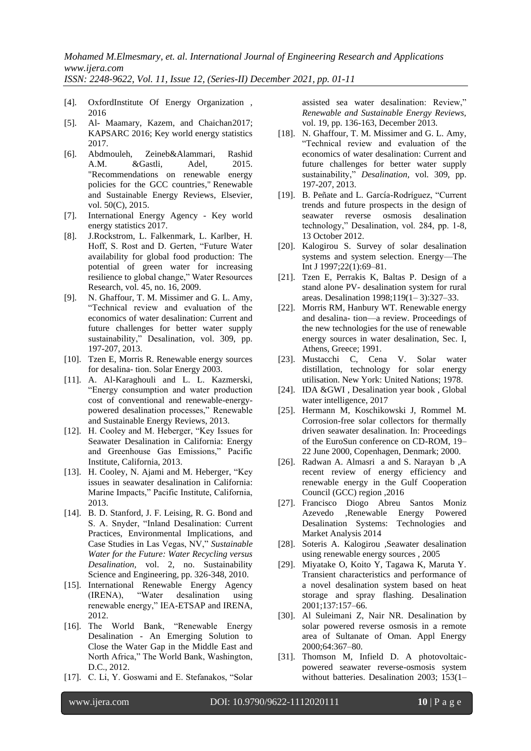[4]. OxfordInstitute Of Energy Organization , 2016

[5]. Al- Maamary, Kazem, and Chaichan2017; KAPSARC 2016; Key world energy statistics 2017.

[6]. Abdmouleh, Zeineb&Alammari, Rashid A.M. &Gastli, Adel, 2015. "Recommendations on renewable energy policies for the GCC countries," Renewable and Sustainable Energy Reviews, Elsevier, vol. 50(C), 2015.

[7]. International Energy Agency - Key world energy statistics 2017.

[8]. J.Rockstrom, L. Falkenmark, L. Karlber, H. Hoff, S. Rost and D. Gerten, "Future Water availability for global food production: The potential of green water for increasing resilience to global change," Water Resources Research, vol. 45, no. 16, 2009.

[9]. N. Ghaffour, T. M. Missimer and G. L. Amy, "Technical review and evaluation of the economics of water desalination: Current and future challenges for better water supply sustainability," Desalination, vol. 309, pp. 197-207, 2013.

[10]. Tzen E, Morris R. Renewable energy sources for desalina- tion. Solar Energy 2003.

[11]. A. Al-Karaghouli and L. L. Kazmerski, "Energy consumption and water production cost of conventional and renewable-energy-powered desalination processes," Renewable and Sustainable Energy Reviews, 2013.

[12]. H. Cooley and M. Heberger, "Key Issues for Seawater Desalination in California: Energy and Greenhouse Gas Emissions," Pacific Institute, California, 2013.

[13]. H. Cooley, N. Ajami and M. Heberger, "Key issues in seawater desalination in California: Marine Impacts," Pacific Institute, California, 2013.

[14]. B. D. Stanford, J. F. Leising, R. G. Bond and S. A. Snyder, "Inland Desalination: Current Practices, Environmental Implications, and Case Studies in Las Vegas, NV," *Sustainable Water for the Future: Water Recycling versus Desalination*, vol. 2, no. Sustainability Science and Engineering, pp. 326-348, 2010.

[15]. International Renewable Energy Agency (IRENA), "Water desalination using renewable energy," IEA-ETSAP and IRENA, 2012.

[16]. The World Bank, "Renewable Energy Desalination - An Emerging Solution to Close the Water Gap in the Middle East and North Africa," The World Bank, Washington, D.C., 2012.

[17]. C. Li, Y. Goswami and E. Stefanakos, "Solar assisted sea water desalination: Review," *Renewable and Sustainable Energy Reviews*, vol. 19, pp. 136-163, December 2013.

[18]. N. Ghaffour, T. M. Missimer and G. L. Amy, "Technical review and evaluation of the economics of water desalination: Current and future challenges for better water supply sustainability," *Desalination*, vol. 309, pp. 197-207, 2013.

[19]. B. Peñate and L. García-Rodríguez, "Current trends and future prospects in the design of seawater reverse osmosis desalination technology," Desalination, vol. 284, pp. 1-8, 13 October 2012.

[20]. Kalogirou S. Survey of solar desalination systems and system selection. Energy—The Int J 1997;22(1):69–81.

[21]. Tzen E, Perrakis K, Baltas P. Design of a stand alone PV- desalination system for rural areas. Desalination 1998;119(1– 3):327–33.

[22]. Morris RM, Hanbury WT. Renewable energy and desalina- tion—a review. Proceedings of the new technologies for the use of renewable energy sources in water desalination, Sec. I, Athens, Greece; 1991.

[23]. Mustacchi C, Cena V. Solar water distillation, technology for solar energy utilisation. New York: United Nations; 1978.

[24]. IDA &GWI , Desalination year book , Global water intelligence, 2017

[25]. Hermann M, Koschikowski J, Rommel M. Corrosion-free solar collectors for thermally driven seawater desalination. In: Proceedings of the EuroSun conference on CD-ROM, 19–22 June 2000, Copenhagen, Denmark; 2000.

[26]. Radwan A. Almasri a and S. Narayan b ,A recent review of energy efficiency and renewable energy in the Gulf Cooperation Council (GCC) region ,2016

[27]. Francisco Diogo Abreu Santos Moniz Azevedo ,Renewable Energy Powered Desalination Systems: Technologies and Market Analysis 2014

[28]. Soteris A. Kalogirou ,Seawater desalination using renewable energy sources , 2005

[29]. Miyatake O, Koito Y, Tagawa K, Maruta Y. Transient characteristics and performance of a novel desalination system based on heat storage and spray flashing. Desalination 2001;137:157–66.

[30]. Al Suleimani Z, Nair NR. Desalination by solar powered reverse osmosis in a remote area of Sultanate of Oman. Appl Energy 2000;64:367–80.

[31]. Thomson M, Infield D. A photovoltaic-powered seawater reverse-osmosis system without batteries. Desalination 2003; 153(1–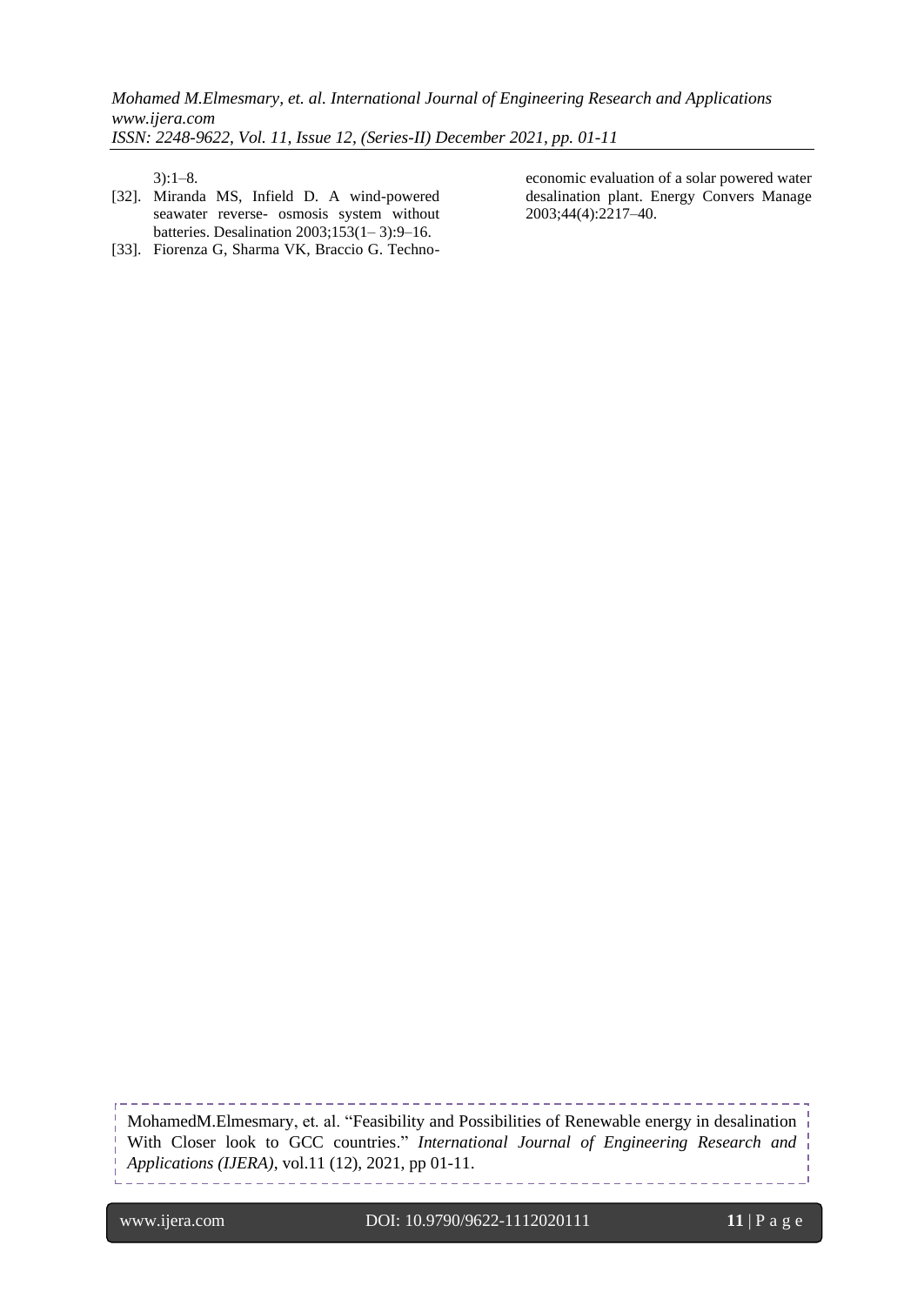3):1–8.

[32]. Miranda MS, Infield D. A wind-powered seawater reverse- osmosis system without batteries. Desalination 2003;153(1– 3):9–16.

[33]. Fiorenza G, Sharma VK, Braccio G. Techno-economic evaluation of a solar powered water desalination plant. Energy Convers Manage 2003;44(4):2217–40.

MohamedM.Elmesmary, et. al. "Feasibility and Possibilities of Renewable energy in desalination With Closer look to GCC countries." *International Journal of Engineering Research and Applications (IJERA)*, vol.11 (12), 2021, pp 01-11.